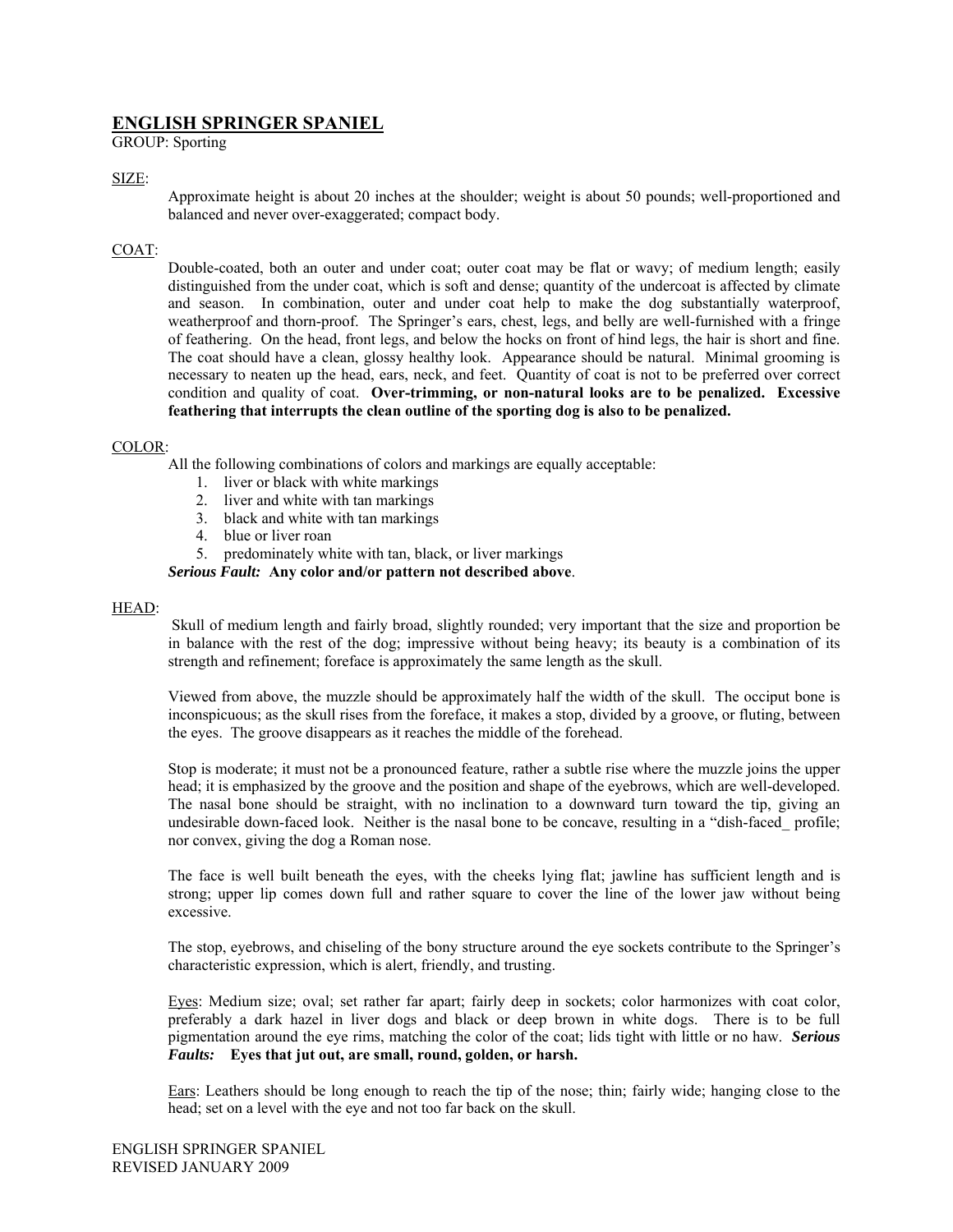# ENGLISH SPRINGER SPANIEL

GROUP: Sporting

## SIZE:

Approximate height is about 20 inches at the shoulder; weight is about 50 pounds; well-proportioned and balanced and never over-exaggerated; compact body.

## COAT:

Double-coated, both an outer and under coat; outer coat may be flat or wavy; of medium length; easily distinguished from the under coat, which is soft and dense; quantity of the undercoat is affected by climate and season. In combination, outer and under coat help to make the dog substantially waterproof, weatherproof and thorn-proof. The Springer's ears, chest, legs, and belly are well-furnished with a fringe of feathering. On the head, front legs, and below the hocks on front of hind legs, the hair is short and fine. The coat should have a clean, glossy healthy look. Appearance should be natural. Minimal grooming is necessary to neaten up the head, ears, neck, and feet. Quantity of coat is not to be preferred over correct condition and quality of coat. **Over-trimming, or non-natural looks are to be penalized. Excessive feathering that interrupts the clean outline of the sporting dog is also to be penalized.**

## COLOR:

All the following combinations of colors and markings are equally acceptable:

1. liver or black with white markings
2. liver and white with tan markings
3. black and white with tan markings
4. blue or liver roan
5. predominately white with tan, black, or liver markings

***Serious Fault:*** **Any color and/or pattern not described above**.

## HEAD:

Skull of medium length and fairly broad, slightly rounded; very important that the size and proportion be in balance with the rest of the dog; impressive without being heavy; its beauty is a combination of its strength and refinement; foreface is approximately the same length as the skull.

Viewed from above, the muzzle should be approximately half the width of the skull. The occiput bone is inconspicuous; as the skull rises from the foreface, it makes a stop, divided by a groove, or fluting, between the eyes. The groove disappears as it reaches the middle of the forehead.

Stop is moderate; it must not be a pronounced feature, rather a subtle rise where the muzzle joins the upper head; it is emphasized by the groove and the position and shape of the eyebrows, which are well-developed. The nasal bone should be straight, with no inclination to a downward turn toward the tip, giving an undesirable down-faced look. Neither is the nasal bone to be concave, resulting in a "dish-faced_ profile; nor convex, giving the dog a Roman nose.

The face is well built beneath the eyes, with the cheeks lying flat; jawline has sufficient length and is strong; upper lip comes down full and rather square to cover the line of the lower jaw without being excessive.

The stop, eyebrows, and chiseling of the bony structure around the eye sockets contribute to the Springer's characteristic expression, which is alert, friendly, and trusting.

Eyes: Medium size; oval; set rather far apart; fairly deep in sockets; color harmonizes with coat color, preferably a dark hazel in liver dogs and black or deep brown in white dogs. There is to be full pigmentation around the eye rims, matching the color of the coat; lids tight with little or no haw. ***Serious Faults:*** **Eyes that jut out, are small, round, golden, or harsh.**

Ears: Leathers should be long enough to reach the tip of the nose; thin; fairly wide; hanging close to the head; set on a level with the eye and not too far back on the skull.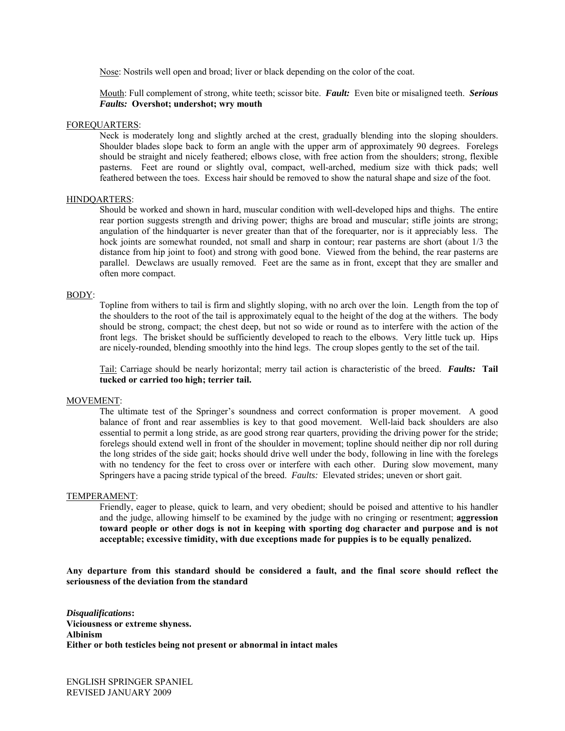<u>Nose</u>: Nostrils well open and broad; liver or black depending on the color of the coat.

<u>Mouth</u>: Full complement of strong, white teeth; scissor bite. ***Fault:*** Even bite or misaligned teeth. ***Serious Faults:*** **Overshot; undershot; wry mouth**

<u>FOREQUARTERS</u>:

Neck is moderately long and slightly arched at the crest, gradually blending into the sloping shoulders. Shoulder blades slope back to form an angle with the upper arm of approximately 90 degrees. Forelegs should be straight and nicely feathered; elbows close, with free action from the shoulders; strong, flexible pasterns. Feet are round or slightly oval, compact, well-arched, medium size with thick pads; well feathered between the toes. Excess hair should be removed to show the natural shape and size of the foot.

<u>HINDQARTERS</u>:

Should be worked and shown in hard, muscular condition with well-developed hips and thighs. The entire rear portion suggests strength and driving power; thighs are broad and muscular; stifle joints are strong; angulation of the hindquarter is never greater than that of the forequarter, nor is it appreciably less. The hock joints are somewhat rounded, not small and sharp in contour; rear pasterns are short (about 1/3 the distance from hip joint to foot) and strong with good bone. Viewed from the behind, the rear pasterns are parallel. Dewclaws are usually removed. Feet are the same as in front, except that they are smaller and often more compact.

<u>BODY</u>:

Topline from withers to tail is firm and slightly sloping, with no arch over the loin. Length from the top of the shoulders to the root of the tail is approximately equal to the height of the dog at the withers. The body should be strong, compact; the chest deep, but not so wide or round as to interfere with the action of the front legs. The brisket should be sufficiently developed to reach to the elbows. Very little tuck up. Hips are nicely-rounded, blending smoothly into the hind legs. The croup slopes gently to the set of the tail.

<u>Tail:</u> Carriage should be nearly horizontal; merry tail action is characteristic of the breed. ***Faults:*** **Tail tucked or carried too high; terrier tail.**

<u>MOVEMENT</u>:

The ultimate test of the Springer's soundness and correct conformation is proper movement. A good balance of front and rear assemblies is key to that good movement. Well-laid back shoulders are also essential to permit a long stride, as are good strong rear quarters, providing the driving power for the stride; forelegs should extend well in front of the shoulder in movement; topline should neither dip nor roll during the long strides of the side gait; hocks should drive well under the body, following in line with the forelegs with no tendency for the feet to cross over or interfere with each other. During slow movement, many Springers have a pacing stride typical of the breed. *Faults:* Elevated strides; uneven or short gait.

<u>TEMPERAMENT</u>:

Friendly, eager to please, quick to learn, and very obedient; should be poised and attentive to his handler and the judge, allowing himself to be examined by the judge with no cringing or resentment; **aggression toward people or other dogs is not in keeping with sporting dog character and purpose and is not acceptable; excessive timidity, with due exceptions made for puppies is to be equally penalized.**

**Any departure from this standard should be considered a fault, and the final score should reflect the seriousness of the deviation from the standard**

***Disqualifications*:**
**Viciousness or extreme shyness.**
**Albinism**
**Either or both testicles being not present or abnormal in intact males**

ENGLISH SPRINGER SPANIEL
REVISED JANUARY 2009